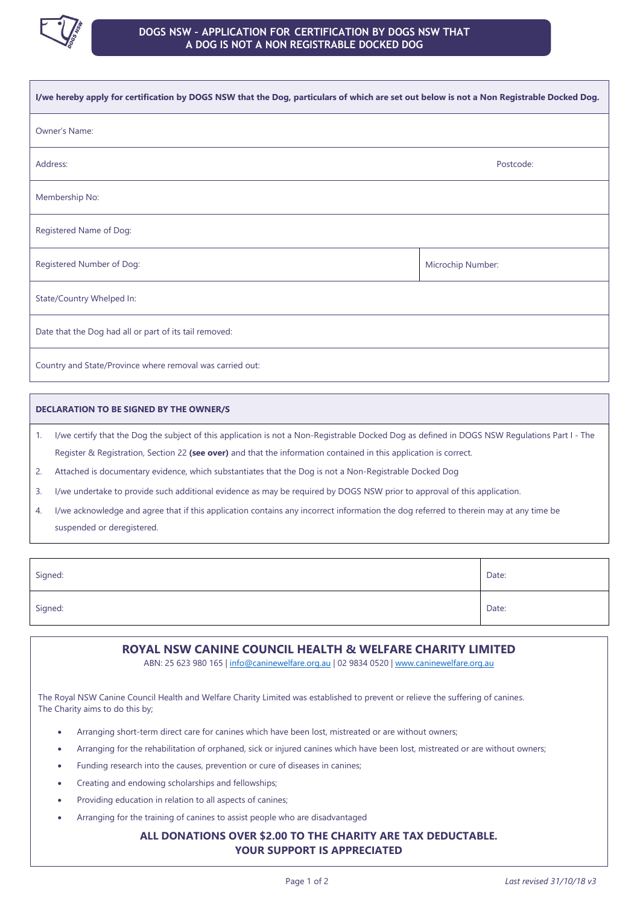# DOGS NSW – APPLICATION FOR CERTIFICATION BY DOGS NSW THAT A DOG IS NOT A NON REGISTRABLE DOCKED DOG

**I/we hereby apply for certification by DOGS NSW that the Dog, particulars of which are set out below is not a Non Registrable Docked Dog.**

| | |
|---|---|
| Owner's Name: | |
| Address: | Postcode: |
| Membership No: | |
| Registered Name of Dog: | |
| Registered Number of Dog: | Microchip Number: |
| State/Country Whelped In: | |
| Date that the Dog had all or part of its tail removed: | |
| Country and State/Province where removal was carried out: | |

**DECLARATION TO BE SIGNED BY THE OWNER/S**

1. I/we certify that the Dog the subject of this application is not a Non-Registrable Docked Dog as defined in DOGS NSW Regulations Part I - The Register & Registration, Section 22 **(see over)** and that the information contained in this application is correct.
2. Attached is documentary evidence, which substantiates that the Dog is not a Non-Registrable Docked Dog
3. I/we undertake to provide such additional evidence as may be required by DOGS NSW prior to approval of this application.
4. I/we acknowledge and agree that if this application contains any incorrect information the dog referred to therein may at any time be suspended or deregistered.

| | |
|---|---|
| Signed: | Date: |
| Signed: | Date: |

## ROYAL NSW CANINE COUNCIL HEALTH & WELFARE CHARITY LIMITED

ABN: 25 623 980 165 | info@caninewelfare.org.au | 02 9834 0520 | www.caninewelfare.org.au

The Royal NSW Canine Council Health and Welfare Charity Limited was established to prevent or relieve the suffering of canines. The Charity aims to do this by;

- Arranging short-term direct care for canines which have been lost, mistreated or are without owners;
- Arranging for the rehabilitation of orphaned, sick or injured canines which have been lost, mistreated or are without owners;
- Funding research into the causes, prevention or cure of diseases in canines;
- Creating and endowing scholarships and fellowships;
- Providing education in relation to all aspects of canines;
- Arranging for the training of canines to assist people who are disadvantaged

**ALL DONATIONS OVER $2.00 TO THE CHARITY ARE TAX DEDUCTABLE.**
**YOUR SUPPORT IS APPRECIATED**

*Last revised 31/10/18 v3*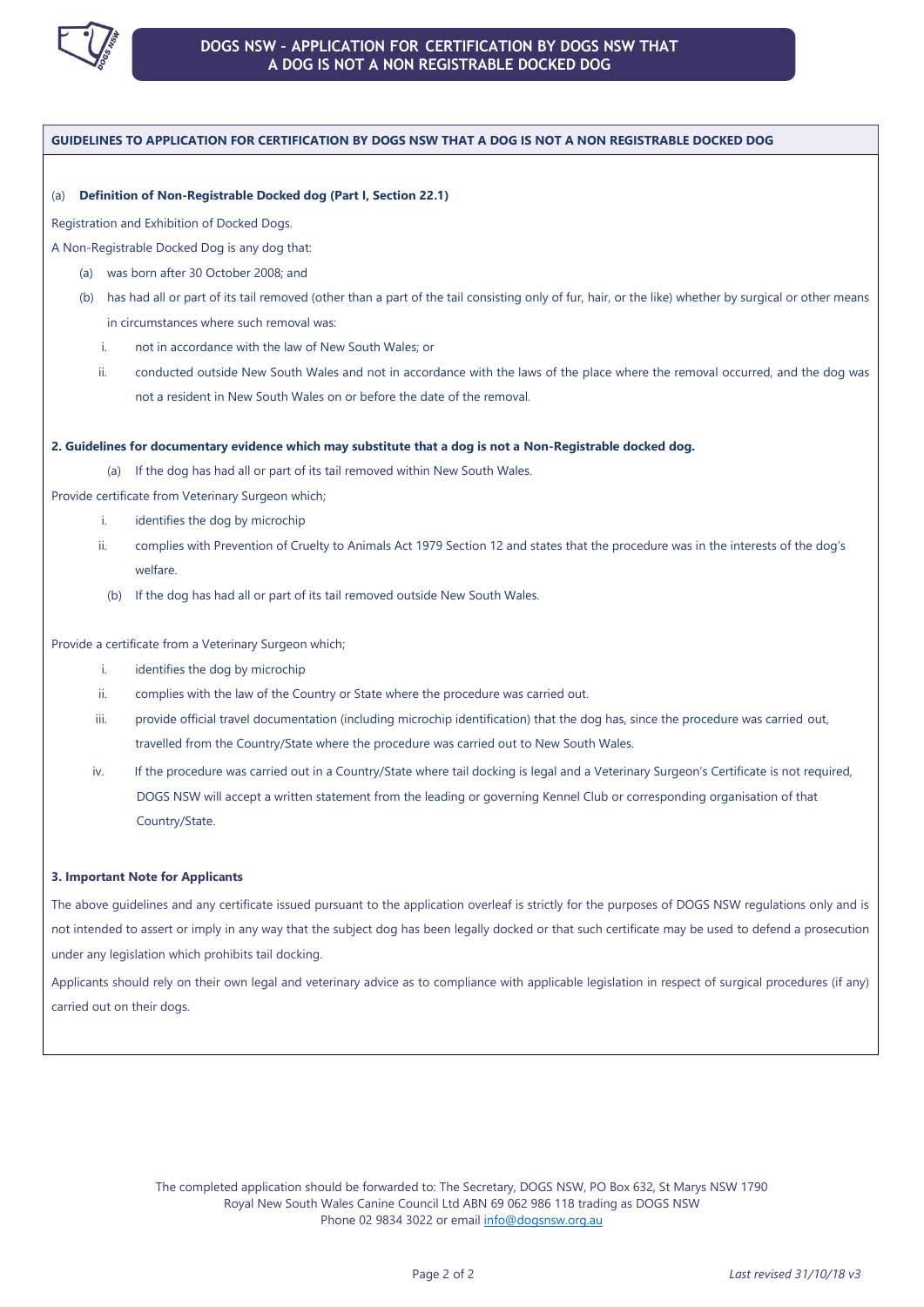# DOGS NSW – APPLICATION FOR CERTIFICATION BY DOGS NSW THAT A DOG IS NOT A NON REGISTRABLE DOCKED DOG

## GUIDELINES TO APPLICATION FOR CERTIFICATION BY DOGS NSW THAT A DOG IS NOT A NON REGISTRABLE DOCKED DOG

(a) **Definition of Non-Registrable Docked dog (Part I, Section 22.1)**

Registration and Exhibition of Docked Dogs.

A Non-Registrable Docked Dog is any dog that:

- (a) was born after 30 October 2008; and
- (b) has had all or part of its tail removed (other than a part of the tail consisting only of fur, hair, or the like) whether by surgical or other means in circumstances where such removal was:
  - i. not in accordance with the law of New South Wales; or
  - ii. conducted outside New South Wales and not in accordance with the laws of the place where the removal occurred, and the dog was not a resident in New South Wales on or before the date of the removal.

**2. Guidelines for documentary evidence which may substitute that a dog is not a Non-Registrable docked dog.**

(a) If the dog has had all or part of its tail removed within New South Wales.

Provide certificate from Veterinary Surgeon which;

- i. identifies the dog by microchip
- ii. complies with Prevention of Cruelty to Animals Act 1979 Section 12 and states that the procedure was in the interests of the dog's welfare.

(b) If the dog has had all or part of its tail removed outside New South Wales.

Provide a certificate from a Veterinary Surgeon which;

- i. identifies the dog by microchip
- ii. complies with the law of the Country or State where the procedure was carried out.
- iii. provide official travel documentation (including microchip identification) that the dog has, since the procedure was carried out, travelled from the Country/State where the procedure was carried out to New South Wales.
- iv. If the procedure was carried out in a Country/State where tail docking is legal and a Veterinary Surgeon's Certificate is not required, DOGS NSW will accept a written statement from the leading or governing Kennel Club or corresponding organisation of that Country/State.

**3. Important Note for Applicants**

The above guidelines and any certificate issued pursuant to the application overleaf is strictly for the purposes of DOGS NSW regulations only and is not intended to assert or imply in any way that the subject dog has been legally docked or that such certificate may be used to defend a prosecution under any legislation which prohibits tail docking.

Applicants should rely on their own legal and veterinary advice as to compliance with applicable legislation in respect of surgical procedures (if any) carried out on their dogs.

The completed application should be forwarded to: The Secretary, DOGS NSW, PO Box 632, St Marys NSW 1790
Royal New South Wales Canine Council Ltd ABN 69 062 986 118 trading as DOGS NSW
Phone 02 9834 3022 or email info@dogsnsw.org.au

*Last revised 31/10/18 v3*